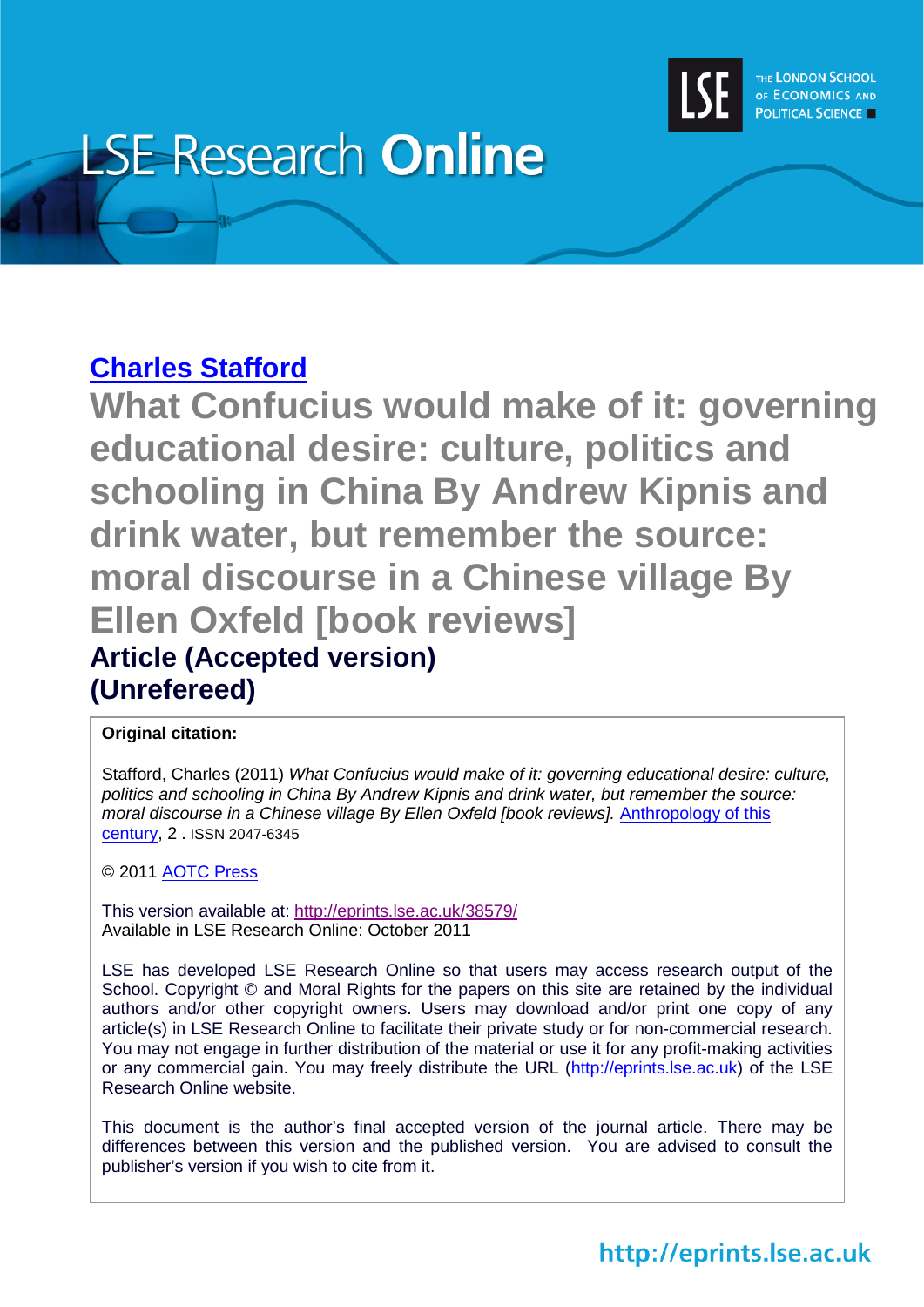LSE Research Online

[Charles Stafford](#)

# What Confucius would make of it: governing educational desire: culture, politics and schooling in China By Andrew Kipnis and drink water, but remember the source: moral discourse in a Chinese village By Ellen Oxfeld [book reviews]

## Article (Accepted version)
## (Unrefereed)

**Original citation:**

Stafford, Charles (2011) *What Confucius would make of it: governing educational desire: culture, politics and schooling in China By Andrew Kipnis and drink water, but remember the source: moral discourse in a Chinese village By Ellen Oxfeld [book reviews].* Anthropology of this century, 2 . ISSN 2047-6345

© 2011 AOTC Press

This version available at: http://eprints.lse.ac.uk/38579/
Available in LSE Research Online: October 2011

LSE has developed LSE Research Online so that users may access research output of the School. Copyright © and Moral Rights for the papers on this site are retained by the individual authors and/or other copyright owners. Users may download and/or print one copy of any article(s) in LSE Research Online to facilitate their private study or for non-commercial research. You may not engage in further distribution of the material or use it for any profit-making activities or any commercial gain. You may freely distribute the URL (http://eprints.lse.ac.uk) of the LSE Research Online website.

This document is the author's final accepted version of the journal article. There may be differences between this version and the published version. You are advised to consult the publisher's version if you wish to cite from it.

http://eprints.lse.ac.uk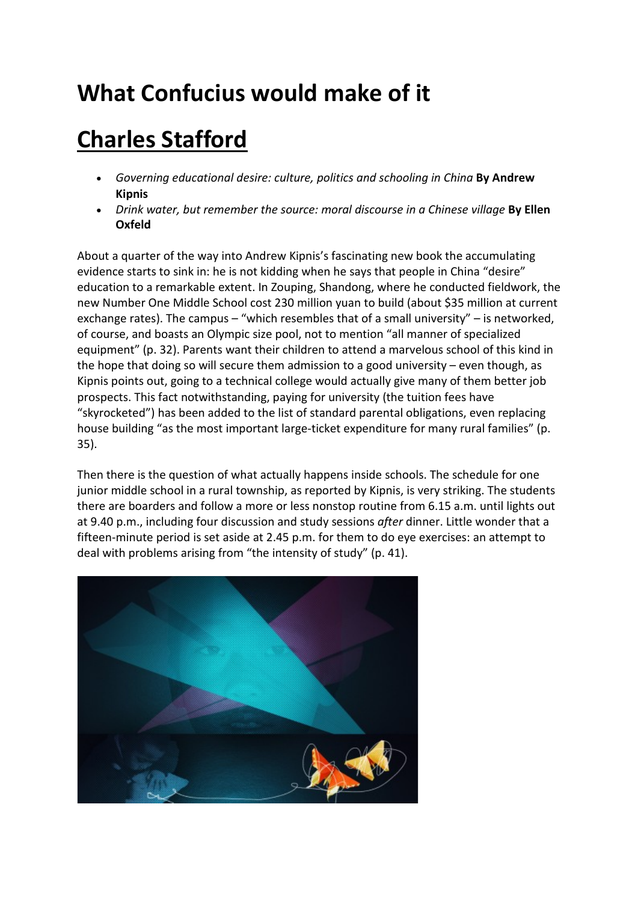# What Confucius would make of it

# Charles Stafford

- *Governing educational desire: culture, politics and schooling in China* **By Andrew Kipnis**
- *Drink water, but remember the source: moral discourse in a Chinese village* **By Ellen Oxfeld**

About a quarter of the way into Andrew Kipnis's fascinating new book the accumulating evidence starts to sink in: he is not kidding when he says that people in China "desire" education to a remarkable extent. In Zouping, Shandong, where he conducted fieldwork, the new Number One Middle School cost 230 million yuan to build (about $35 million at current exchange rates). The campus – "which resembles that of a small university" – is networked, of course, and boasts an Olympic size pool, not to mention "all manner of specialized equipment" (p. 32). Parents want their children to attend a marvelous school of this kind in the hope that doing so will secure them admission to a good university – even though, as Kipnis points out, going to a technical college would actually give many of them better job prospects. This fact notwithstanding, paying for university (the tuition fees have "skyrocketed") has been added to the list of standard parental obligations, even replacing house building "as the most important large-ticket expenditure for many rural families" (p. 35).

Then there is the question of what actually happens inside schools. The schedule for one junior middle school in a rural township, as reported by Kipnis, is very striking. The students there are boarders and follow a more or less nonstop routine from 6.15 a.m. until lights out at 9.40 p.m., including four discussion and study sessions *after* dinner. Little wonder that a fifteen-minute period is set aside at 2.45 p.m. for them to do eye exercises: an attempt to deal with problems arising from "the intensity of study" (p. 41).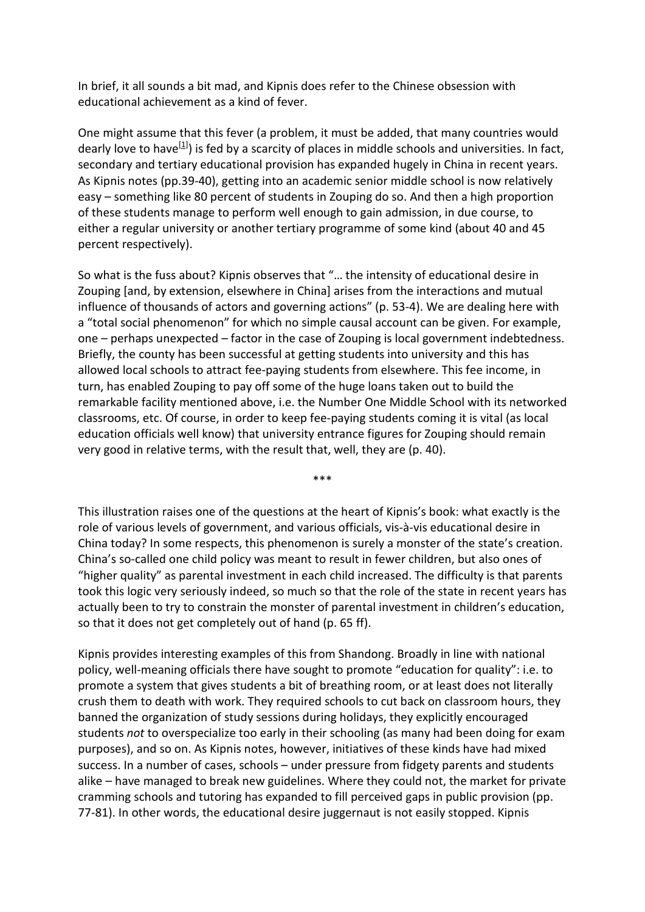In brief, it all sounds a bit mad, and Kipnis does refer to the Chinese obsession with educational achievement as a kind of fever.

One might assume that this fever (a problem, it must be added, that many countries would dearly love to have[1]) is fed by a scarcity of places in middle schools and universities. In fact, secondary and tertiary educational provision has expanded hugely in China in recent years. As Kipnis notes (pp.39-40), getting into an academic senior middle school is now relatively easy – something like 80 percent of students in Zouping do so. And then a high proportion of these students manage to perform well enough to gain admission, in due course, to either a regular university or another tertiary programme of some kind (about 40 and 45 percent respectively).

So what is the fuss about? Kipnis observes that "… the intensity of educational desire in Zouping [and, by extension, elsewhere in China] arises from the interactions and mutual influence of thousands of actors and governing actions" (p. 53-4). We are dealing here with a "total social phenomenon" for which no simple causal account can be given. For example, one – perhaps unexpected – factor in the case of Zouping is local government indebtedness. Briefly, the county has been successful at getting students into university and this has allowed local schools to attract fee-paying students from elsewhere. This fee income, in turn, has enabled Zouping to pay off some of the huge loans taken out to build the remarkable facility mentioned above, i.e. the Number One Middle School with its networked classrooms, etc. Of course, in order to keep fee-paying students coming it is vital (as local education officials well know) that university entrance figures for Zouping should remain very good in relative terms, with the result that, well, they are (p. 40).

\*\*\*

This illustration raises one of the questions at the heart of Kipnis's book: what exactly is the role of various levels of government, and various officials, vis-à-vis educational desire in China today? In some respects, this phenomenon is surely a monster of the state's creation. China's so-called one child policy was meant to result in fewer children, but also ones of "higher quality" as parental investment in each child increased. The difficulty is that parents took this logic very seriously indeed, so much so that the role of the state in recent years has actually been to try to constrain the monster of parental investment in children's education, so that it does not get completely out of hand (p. 65 ff).

Kipnis provides interesting examples of this from Shandong. Broadly in line with national policy, well-meaning officials there have sought to promote "education for quality": i.e. to promote a system that gives students a bit of breathing room, or at least does not literally crush them to death with work. They required schools to cut back on classroom hours, they banned the organization of study sessions during holidays, they explicitly encouraged students *not* to overspecialize too early in their schooling (as many had been doing for exam purposes), and so on. As Kipnis notes, however, initiatives of these kinds have had mixed success. In a number of cases, schools – under pressure from fidgety parents and students alike – have managed to break new guidelines. Where they could not, the market for private cramming schools and tutoring has expanded to fill perceived gaps in public provision (pp. 77-81). In other words, the educational desire juggernaut is not easily stopped. Kipnis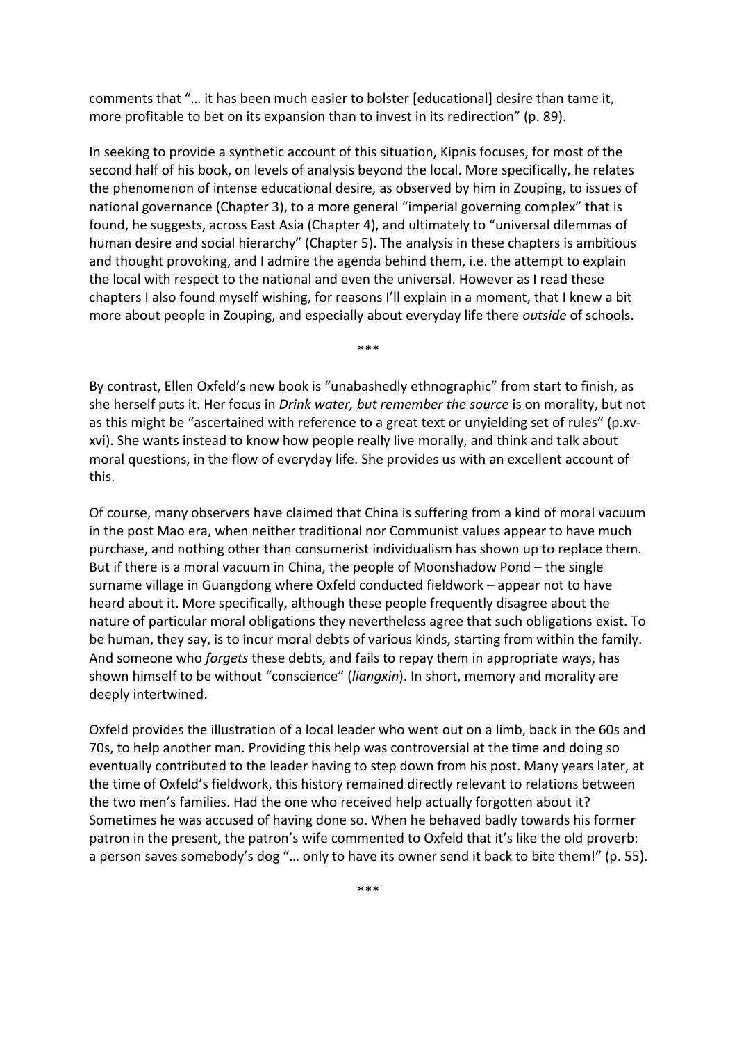comments that "… it has been much easier to bolster [educational] desire than tame it, more profitable to bet on its expansion than to invest in its redirection" (p. 89).

In seeking to provide a synthetic account of this situation, Kipnis focuses, for most of the second half of his book, on levels of analysis beyond the local. More specifically, he relates the phenomenon of intense educational desire, as observed by him in Zouping, to issues of national governance (Chapter 3), to a more general "imperial governing complex" that is found, he suggests, across East Asia (Chapter 4), and ultimately to "universal dilemmas of human desire and social hierarchy" (Chapter 5). The analysis in these chapters is ambitious and thought provoking, and I admire the agenda behind them, i.e. the attempt to explain the local with respect to the national and even the universal. However as I read these chapters I also found myself wishing, for reasons I'll explain in a moment, that I knew a bit more about people in Zouping, and especially about everyday life there *outside* of schools.

\*\*\*

By contrast, Ellen Oxfeld's new book is "unabashedly ethnographic" from start to finish, as she herself puts it. Her focus in *Drink water, but remember the source* is on morality, but not as this might be "ascertained with reference to a great text or unyielding set of rules" (p.xv-xvi). She wants instead to know how people really live morally, and think and talk about moral questions, in the flow of everyday life. She provides us with an excellent account of this.

Of course, many observers have claimed that China is suffering from a kind of moral vacuum in the post Mao era, when neither traditional nor Communist values appear to have much purchase, and nothing other than consumerist individualism has shown up to replace them. But if there is a moral vacuum in China, the people of Moonshadow Pond – the single surname village in Guangdong where Oxfeld conducted fieldwork – appear not to have heard about it. More specifically, although these people frequently disagree about the nature of particular moral obligations they nevertheless agree that such obligations exist. To be human, they say, is to incur moral debts of various kinds, starting from within the family. And someone who *forgets* these debts, and fails to repay them in appropriate ways, has shown himself to be without "conscience" (*liangxin*). In short, memory and morality are deeply intertwined.

Oxfeld provides the illustration of a local leader who went out on a limb, back in the 60s and 70s, to help another man. Providing this help was controversial at the time and doing so eventually contributed to the leader having to step down from his post. Many years later, at the time of Oxfeld's fieldwork, this history remained directly relevant to relations between the two men's families. Had the one who received help actually forgotten about it? Sometimes he was accused of having done so. When he behaved badly towards his former patron in the present, the patron's wife commented to Oxfeld that it's like the old proverb: a person saves somebody's dog "… only to have its owner send it back to bite them!" (p. 55).

\*\*\*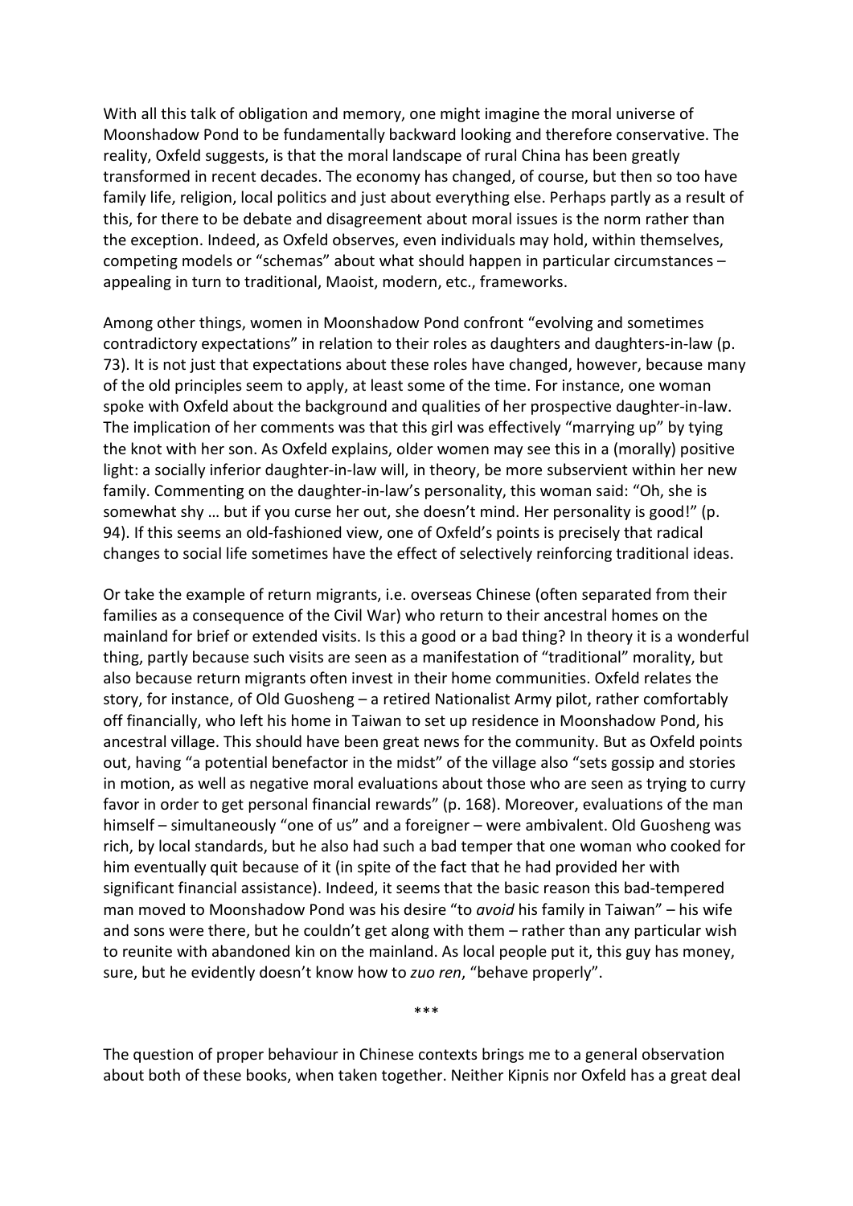With all this talk of obligation and memory, one might imagine the moral universe of Moonshadow Pond to be fundamentally backward looking and therefore conservative. The reality, Oxfeld suggests, is that the moral landscape of rural China has been greatly transformed in recent decades. The economy has changed, of course, but then so too have family life, religion, local politics and just about everything else. Perhaps partly as a result of this, for there to be debate and disagreement about moral issues is the norm rather than the exception. Indeed, as Oxfeld observes, even individuals may hold, within themselves, competing models or "schemas" about what should happen in particular circumstances – appealing in turn to traditional, Maoist, modern, etc., frameworks.

Among other things, women in Moonshadow Pond confront "evolving and sometimes contradictory expectations" in relation to their roles as daughters and daughters-in-law (p. 73). It is not just that expectations about these roles have changed, however, because many of the old principles seem to apply, at least some of the time. For instance, one woman spoke with Oxfeld about the background and qualities of her prospective daughter-in-law. The implication of her comments was that this girl was effectively "marrying up" by tying the knot with her son. As Oxfeld explains, older women may see this in a (morally) positive light: a socially inferior daughter-in-law will, in theory, be more subservient within her new family. Commenting on the daughter-in-law's personality, this woman said: "Oh, she is somewhat shy … but if you curse her out, she doesn't mind. Her personality is good!" (p. 94). If this seems an old-fashioned view, one of Oxfeld's points is precisely that radical changes to social life sometimes have the effect of selectively reinforcing traditional ideas.

Or take the example of return migrants, i.e. overseas Chinese (often separated from their families as a consequence of the Civil War) who return to their ancestral homes on the mainland for brief or extended visits. Is this a good or a bad thing? In theory it is a wonderful thing, partly because such visits are seen as a manifestation of "traditional" morality, but also because return migrants often invest in their home communities. Oxfeld relates the story, for instance, of Old Guosheng – a retired Nationalist Army pilot, rather comfortably off financially, who left his home in Taiwan to set up residence in Moonshadow Pond, his ancestral village. This should have been great news for the community. But as Oxfeld points out, having "a potential benefactor in the midst" of the village also "sets gossip and stories in motion, as well as negative moral evaluations about those who are seen as trying to curry favor in order to get personal financial rewards" (p. 168). Moreover, evaluations of the man himself – simultaneously "one of us" and a foreigner – were ambivalent. Old Guosheng was rich, by local standards, but he also had such a bad temper that one woman who cooked for him eventually quit because of it (in spite of the fact that he had provided her with significant financial assistance). Indeed, it seems that the basic reason this bad-tempered man moved to Moonshadow Pond was his desire "to *avoid* his family in Taiwan" – his wife and sons were there, but he couldn't get along with them – rather than any particular wish to reunite with abandoned kin on the mainland. As local people put it, this guy has money, sure, but he evidently doesn't know how to *zuo ren*, "behave properly".

\*\*\*

The question of proper behaviour in Chinese contexts brings me to a general observation about both of these books, when taken together. Neither Kipnis nor Oxfeld has a great deal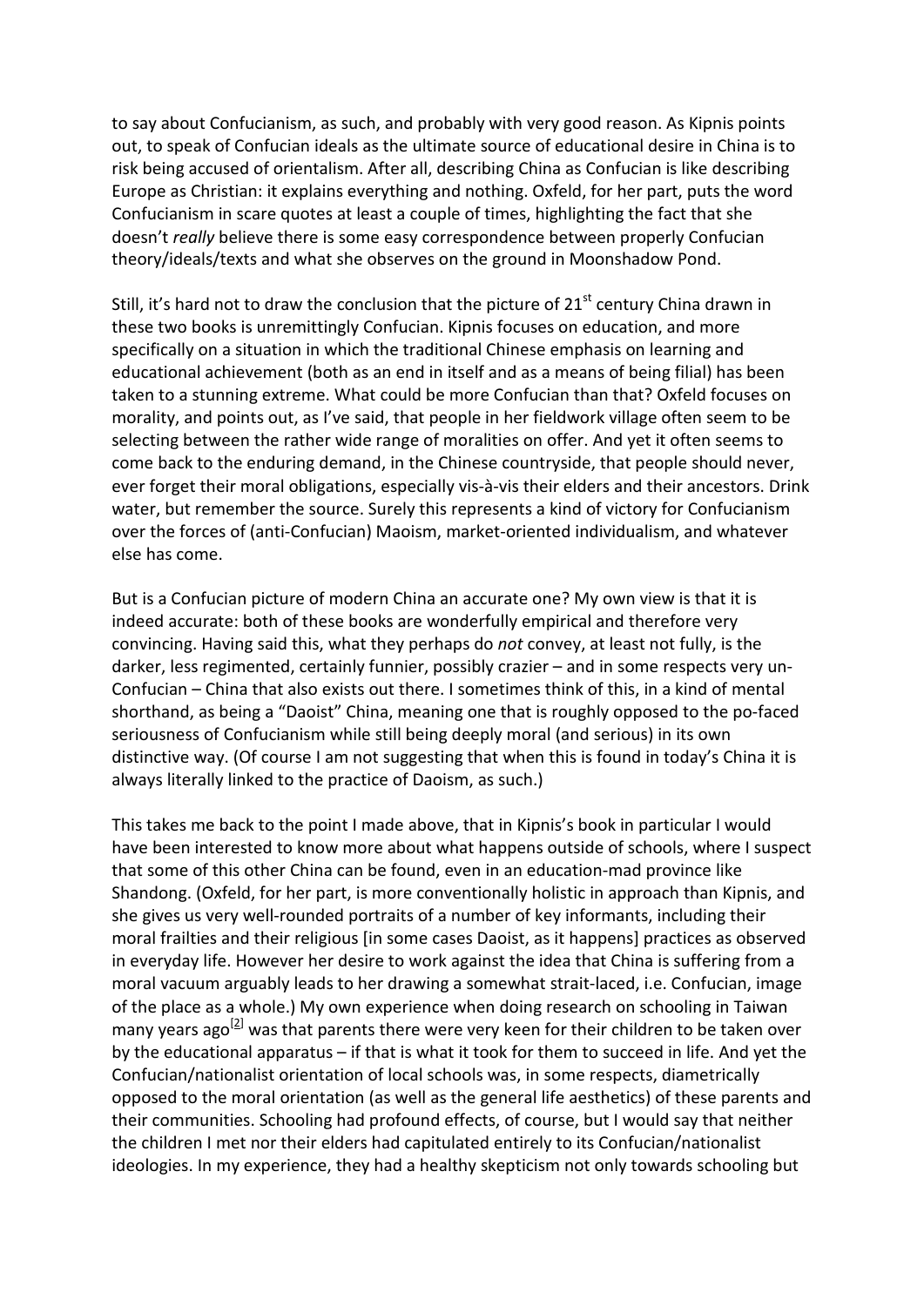to say about Confucianism, as such, and probably with very good reason. As Kipnis points out, to speak of Confucian ideals as the ultimate source of educational desire in China is to risk being accused of orientalism. After all, describing China as Confucian is like describing Europe as Christian: it explains everything and nothing. Oxfeld, for her part, puts the word Confucianism in scare quotes at least a couple of times, highlighting the fact that she doesn't *really* believe there is some easy correspondence between properly Confucian theory/ideals/texts and what she observes on the ground in Moonshadow Pond.

Still, it's hard not to draw the conclusion that the picture of 21st century China drawn in these two books is unremittingly Confucian. Kipnis focuses on education, and more specifically on a situation in which the traditional Chinese emphasis on learning and educational achievement (both as an end in itself and as a means of being filial) has been taken to a stunning extreme. What could be more Confucian than that? Oxfeld focuses on morality, and points out, as I've said, that people in her fieldwork village often seem to be selecting between the rather wide range of moralities on offer. And yet it often seems to come back to the enduring demand, in the Chinese countryside, that people should never, ever forget their moral obligations, especially vis-à-vis their elders and their ancestors. Drink water, but remember the source. Surely this represents a kind of victory for Confucianism over the forces of (anti-Confucian) Maoism, market-oriented individualism, and whatever else has come.

But is a Confucian picture of modern China an accurate one? My own view is that it is indeed accurate: both of these books are wonderfully empirical and therefore very convincing. Having said this, what they perhaps do *not* convey, at least not fully, is the darker, less regimented, certainly funnier, possibly crazier – and in some respects very un-Confucian – China that also exists out there. I sometimes think of this, in a kind of mental shorthand, as being a "Daoist" China, meaning one that is roughly opposed to the po-faced seriousness of Confucianism while still being deeply moral (and serious) in its own distinctive way. (Of course I am not suggesting that when this is found in today's China it is always literally linked to the practice of Daoism, as such.)

This takes me back to the point I made above, that in Kipnis's book in particular I would have been interested to know more about what happens outside of schools, where I suspect that some of this other China can be found, even in an education-mad province like Shandong. (Oxfeld, for her part, is more conventionally holistic in approach than Kipnis, and she gives us very well-rounded portraits of a number of key informants, including their moral frailties and their religious [in some cases Daoist, as it happens] practices as observed in everyday life. However her desire to work against the idea that China is suffering from a moral vacuum arguably leads to her drawing a somewhat strait-laced, i.e. Confucian, image of the place as a whole.) My own experience when doing research on schooling in Taiwan many years ago[2] was that parents there were very keen for their children to be taken over by the educational apparatus – if that is what it took for them to succeed in life. And yet the Confucian/nationalist orientation of local schools was, in some respects, diametrically opposed to the moral orientation (as well as the general life aesthetics) of these parents and their communities. Schooling had profound effects, of course, but I would say that neither the children I met nor their elders had capitulated entirely to its Confucian/nationalist ideologies. In my experience, they had a healthy skepticism not only towards schooling but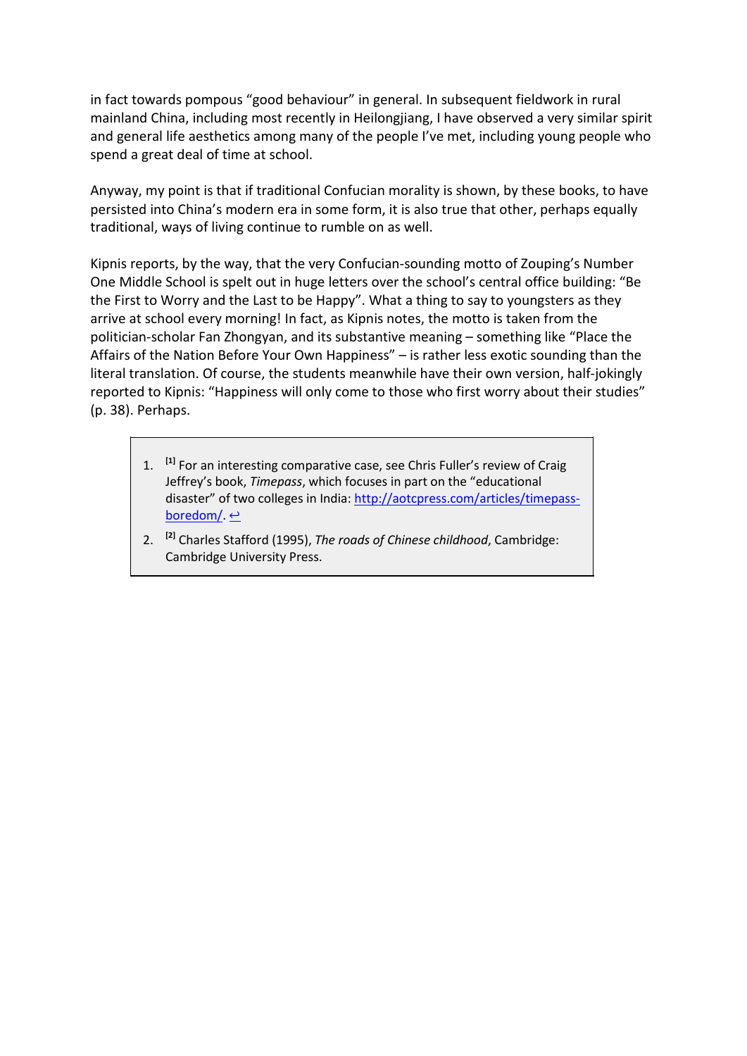in fact towards pompous "good behaviour" in general. In subsequent fieldwork in rural mainland China, including most recently in Heilongjiang, I have observed a very similar spirit and general life aesthetics among many of the people I've met, including young people who spend a great deal of time at school.

Anyway, my point is that if traditional Confucian morality is shown, by these books, to have persisted into China's modern era in some form, it is also true that other, perhaps equally traditional, ways of living continue to rumble on as well.

Kipnis reports, by the way, that the very Confucian-sounding motto of Zouping's Number One Middle School is spelt out in huge letters over the school's central office building: "Be the First to Worry and the Last to be Happy". What a thing to say to youngsters as they arrive at school every morning! In fact, as Kipnis notes, the motto is taken from the politician-scholar Fan Zhongyan, and its substantive meaning – something like "Place the Affairs of the Nation Before Your Own Happiness" – is rather less exotic sounding than the literal translation. Of course, the students meanwhile have their own version, half-jokingly reported to Kipnis: "Happiness will only come to those who first worry about their studies" (p. 38). Perhaps.

1. [1] For an interesting comparative case, see Chris Fuller's review of Craig Jeffrey's book, *Timepass*, which focuses in part on the "educational disaster" of two colleges in India: [http://aotcpress.com/articles/timepass-boredom/](http://aotcpress.com/articles/timepass-boredom/). ↩
2. [2] Charles Stafford (1995), *The roads of Chinese childhood*, Cambridge: Cambridge University Press.